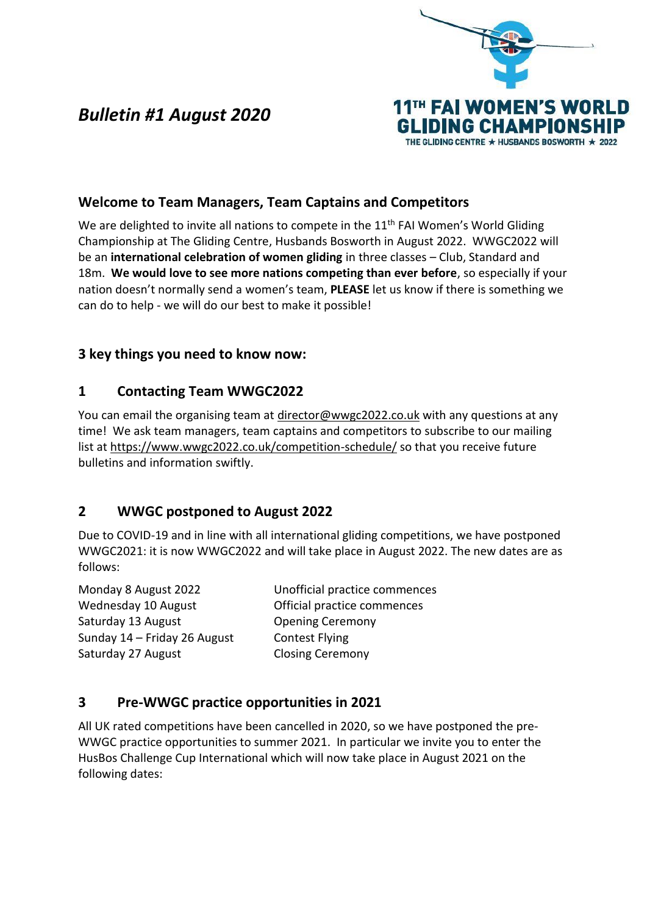*Bulletin #1 August 2020*

11TH FAI WOMEN'S WORLD GLIDING CHAMPIONSHIP
THE GLIDING CENTRE ★ HUSBANDS BOSWORTH ★ 2022

## Welcome to Team Managers, Team Captains and Competitors

We are delighted to invite all nations to compete in the 11th FAI Women's World Gliding Championship at The Gliding Centre, Husbands Bosworth in August 2022. WWGC2022 will be an **international celebration of women gliding** in three classes – Club, Standard and 18m. **We would love to see more nations competing than ever before**, so especially if your nation doesn't normally send a women's team, **PLEASE** let us know if there is something we can do to help - we will do our best to make it possible!

## 3 key things you need to know now:

## 1 Contacting Team WWGC2022

You can email the organising team at director@wwgc2022.co.uk with any questions at any time! We ask team managers, team captains and competitors to subscribe to our mailing list at https://www.wwgc2022.co.uk/competition-schedule/ so that you receive future bulletins and information swiftly.

## 2 WWGC postponed to August 2022

Due to COVID-19 and in line with all international gliding competitions, we have postponed WWGC2021: it is now WWGC2022 and will take place in August 2022. The new dates are as follows:

| | |
|---|---|
| Monday 8 August 2022 | Unofficial practice commences |
| Wednesday 10 August | Official practice commences |
| Saturday 13 August | Opening Ceremony |
| Sunday 14 – Friday 26 August | Contest Flying |
| Saturday 27 August | Closing Ceremony |

## 3 Pre-WWGC practice opportunities in 2021

All UK rated competitions have been cancelled in 2020, so we have postponed the pre-WWGC practice opportunities to summer 2021. In particular we invite you to enter the HusBos Challenge Cup International which will now take place in August 2021 on the following dates: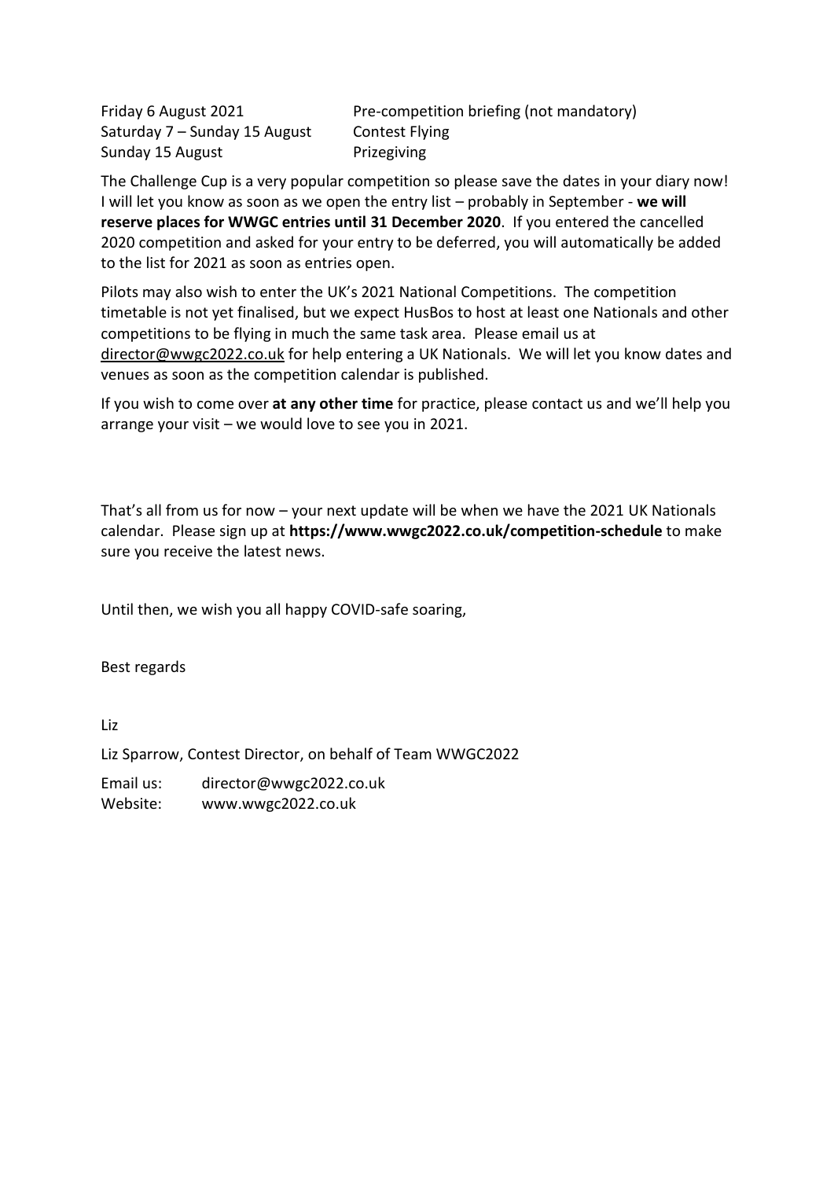| | |
|---|---|
| Friday 6 August 2021 | Pre-competition briefing (not mandatory) |
| Saturday 7 – Sunday 15 August | Contest Flying |
| Sunday 15 August | Prizegiving |

The Challenge Cup is a very popular competition so please save the dates in your diary now! I will let you know as soon as we open the entry list – probably in September - **we will reserve places for WWGC entries until 31 December 2020**. If you entered the cancelled 2020 competition and asked for your entry to be deferred, you will automatically be added to the list for 2021 as soon as entries open.

Pilots may also wish to enter the UK's 2021 National Competitions. The competition timetable is not yet finalised, but we expect HusBos to host at least one Nationals and other competitions to be flying in much the same task area. Please email us at director@wwgc2022.co.uk for help entering a UK Nationals. We will let you know dates and venues as soon as the competition calendar is published.

If you wish to come over **at any other time** for practice, please contact us and we'll help you arrange your visit – we would love to see you in 2021.

That's all from us for now – your next update will be when we have the 2021 UK Nationals calendar. Please sign up at **https://www.wwgc2022.co.uk/competition-schedule** to make sure you receive the latest news.

Until then, we wish you all happy COVID-safe soaring,

Best regards

Liz

Liz Sparrow, Contest Director, on behalf of Team WWGC2022

Email us: director@wwgc2022.co.uk
Website: www.wwgc2022.co.uk